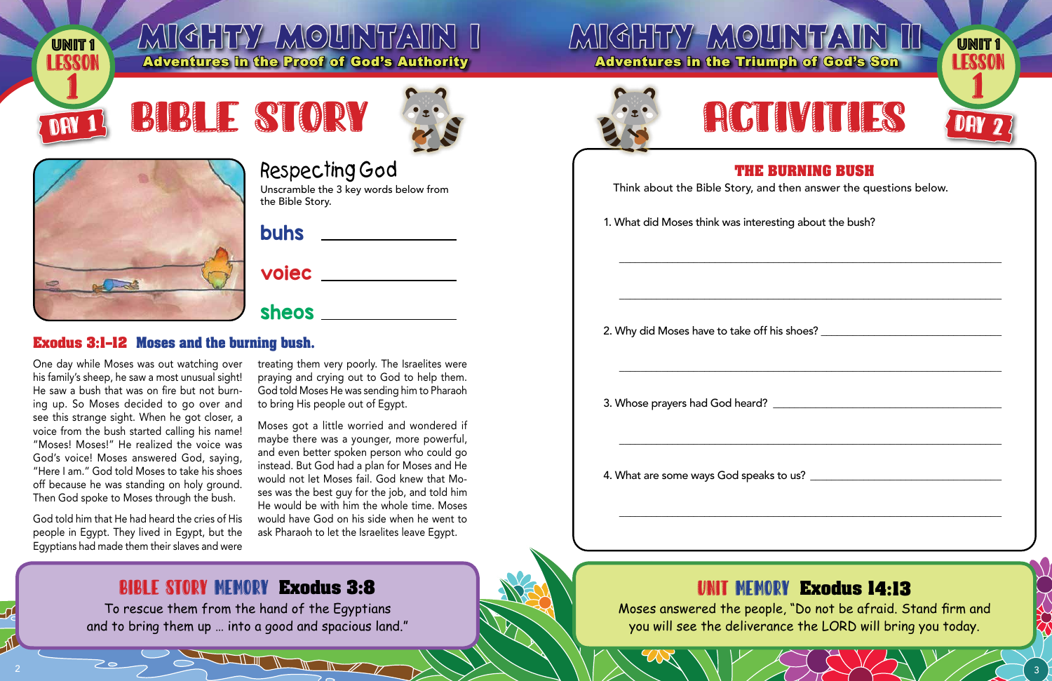# MIGHTY MOUNTAIN I

**Adventures in the Proof of God's Authority**

UNIT 1 LESSON 1 — DAY 1

## BIBLE STORY

### Respecting God

Unscramble the 3 key words below from the Bible Story.

**buhs** ____________________

**voiec** ____________________

**sheos** ____________________

### Exodus 3:1-12 Moses and the burning bush.

One day while Moses was out watching over his family's sheep, he saw a most unusual sight! He saw a bush that was on fire but not burning up. So Moses decided to go over and see this strange sight. When he got closer, a voice from the bush started calling his name! "Moses! Moses!" He realized the voice was God's voice! Moses answered God, saying, "Here I am." God told Moses to take his shoes off because he was standing on holy ground. Then God spoke to Moses through the bush.

God told him that He had heard the cries of His people in Egypt. They lived in Egypt, but the Egyptians had made them their slaves and were treating them very poorly. The Israelites were praying and crying out to God to help them. God told Moses He was sending him to Pharaoh to bring His people out of Egypt.

Moses got a little worried and wondered if maybe there was a younger, more powerful, and even better spoken person who could go instead. But God had a plan for Moses and He would not let Moses fail. God knew that Moses was the best guy for the job, and told him He would be with him the whole time. Moses would have God on his side when he went to ask Pharaoh to let the Israelites leave Egypt.

**BIBLE STORY MEMORY Exodus 3:8**

To rescue them from the hand of the Egyptians
and to bring them up ... into a good and spacious land."

# MIGHTY MOUNTAIN II

**Adventures in the Triumph of God's Son**

UNIT 1 LESSON 1 — DAY 2

## ACTIVITIES

### THE BURNING BUSH

Think about the Bible Story, and then answer the questions below.

1. What did Moses think was interesting about the bush?

____________________________________________

____________________________________________

2. Why did Moses have to take off his shoes? ____________________

____________________________________________

3. Whose prayers had God heard? ____________________

____________________________________________

4. What are some ways God speaks to us? ____________________

____________________________________________

**UNIT MEMORY Exodus 14:13**

Moses answered the people, "Do not be afraid. Stand firm and you will see the deliverance the LORD will bring you today.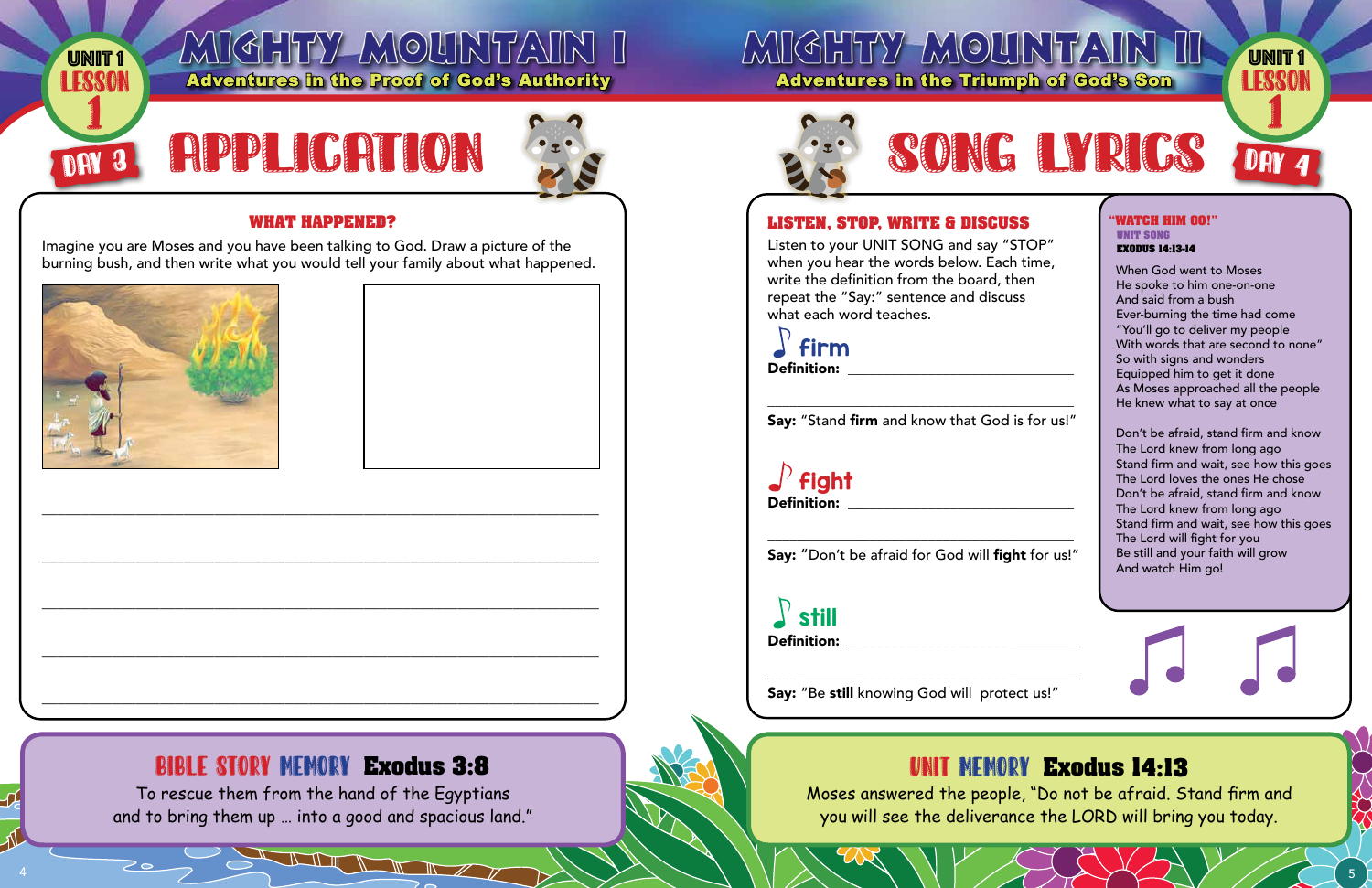# MIGHTY MOUNTAIN I

**Adventures in the Proof of God's Authority**

UNIT 1 LESSON 1 DAY 3

## APPLICATION

### WHAT HAPPENED?

Imagine you are Moses and you have been talking to God. Draw a picture of the burning bush, and then write what you would tell your family about what happened.

______________________________________________________________

______________________________________________________________

______________________________________________________________

______________________________________________________________

______________________________________________________________

### BIBLE STORY MEMORY Exodus 3:8

To rescue them from the hand of the Egyptians
and to bring them up … into a good and spacious land."

# MIGHTY MOUNTAIN II

**Adventures in the Triumph of God's Son**

UNIT 1 LESSON 1 DAY 4

## SONG LYRICS

### LISTEN, STOP, WRITE & DISCUSS

Listen to your UNIT SONG and say "STOP" when you hear the words below. Each time, write the definition from the board, then repeat the "Say:" sentence and discuss what each word teaches.

**firm**

**Definition:** ______________________________

______________________________

**Say:** "Stand **firm** and know that God is for us!"

**fight**

**Definition:** ______________________________

______________________________

**Say:** "Don't be afraid for God will **fight** for us!"

**still**

**Definition:** ______________________________

______________________________

**Say:** "Be **still** knowing God will protect us!"

### "WATCH HIM GO!"

UNIT SONG

EXODUS 14:13-14

When God went to Moses
He spoke to him one-on-one
And said from a bush
Ever-burning the time had come
"You'll go to deliver my people
With words that are second to none"
So with signs and wonders
Equipped him to get it done
As Moses approached all the people
He knew what to say at once

Don't be afraid, stand firm and know
The Lord knew from long ago
Stand firm and wait, see how this goes
The Lord loves the ones He chose
Don't be afraid, stand firm and know
The Lord knew from long ago
Stand firm and wait, see how this goes
The Lord will fight for you
Be still and your faith will grow
And watch Him go!

### UNIT MEMORY Exodus 14:13

Moses answered the people, "Do not be afraid. Stand firm and you will see the deliverance the LORD will bring you today.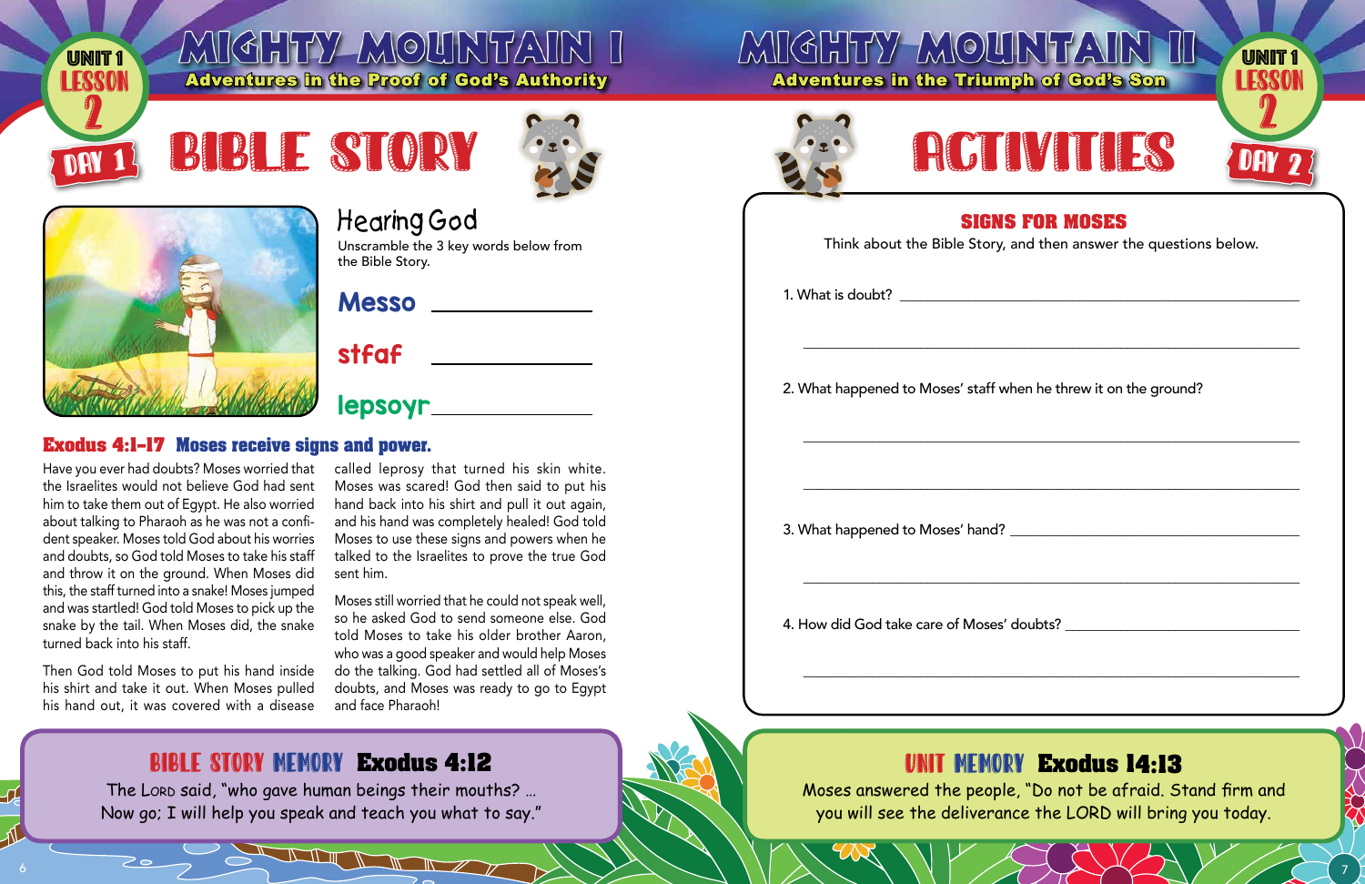# MIGHTY MOUNTAIN I

**Adventures in the Proof of God's Authority**

UNIT 1 LESSON 2 DAY 1

## BIBLE STORY

### Hearing God

Unscramble the 3 key words below from the Bible Story.

**Messo** ____________

**stfaf** ____________

**lepsoyr** ____________

### Exodus 4:1–17 Moses receive signs and power.

Have you ever had doubts? Moses worried that the Israelites would not believe God had sent him to take them out of Egypt. He also worried about talking to Pharaoh as he was not a confident speaker. Moses told God about his worries and doubts, so God told Moses to take his staff and throw it on the ground. When Moses did this, the staff turned into a snake! Moses jumped and was startled! God told Moses to pick up the snake by the tail. When Moses did, the snake turned back into his staff.

Then God told Moses to put his hand inside his shirt and take it out. When Moses pulled his hand out, it was covered with a disease called leprosy that turned his skin white. Moses was scared! God then said to put his hand back into his shirt and pull it out again, and his hand was completely healed! God told Moses to use these signs and powers when he talked to the Israelites to prove the true God sent him.

Moses still worried that he could not speak well, so he asked God to send someone else. God told Moses to take his older brother Aaron, who was a good speaker and would help Moses do the talking. God had settled all of Moses's doubts, and Moses was ready to go to Egypt and face Pharaoh!

**BIBLE STORY MEMORY Exodus 4:12**

The Lord said, "who gave human beings their mouths? … Now go; I will help you speak and teach you what to say."

# MIGHTY MOUNTAIN II

**Adventures in the Triumph of God's Son**

UNIT 1 LESSON 2 DAY 2

## ACTIVITIES

### SIGNS FOR MOSES

Think about the Bible Story, and then answer the questions below.

1. What is doubt? ____________________

2. What happened to Moses' staff when he threw it on the ground?
____________________

3. What happened to Moses' hand? ____________________

4. How did God take care of Moses' doubts? ____________________

**UNIT MEMORY Exodus 14:13**

Moses answered the people, "Do not be afraid. Stand firm and you will see the deliverance the LORD will bring you today.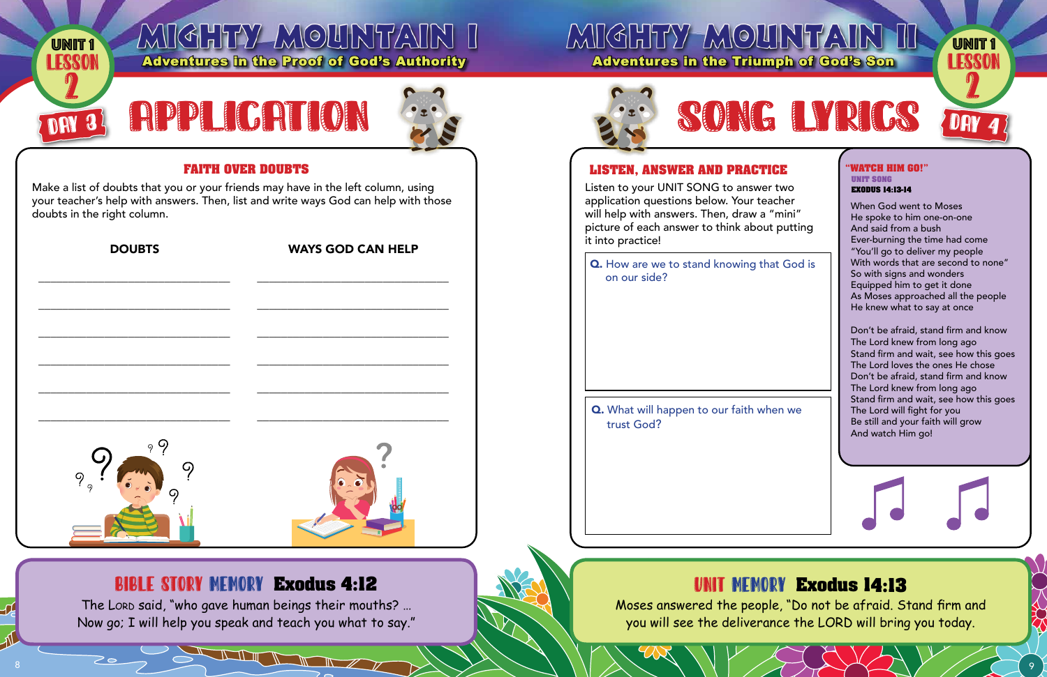# MIGHTY MOUNTAIN I

**Adventures in the Proof of God's Authority**

UNIT 1 LESSON 2

DAY 3

## APPLICATION

### FAITH OVER DOUBTS

Make a list of doubts that you or your friends may have in the left column, using your teacher's help with answers. Then, list and write ways God can help with those doubts in the right column.

| DOUBTS | WAYS GOD CAN HELP |
| --- | --- |
| ______________________ | ______________________ |
| ______________________ | ______________________ |
| ______________________ | ______________________ |
| ______________________ | ______________________ |
| ______________________ | ______________________ |
| ______________________ | ______________________ |

### BIBLE STORY MEMORY Exodus 4:12

The LORD said, "who gave human beings their mouths? ... Now go; I will help you speak and teach you what to say."

# MIGHTY MOUNTAIN II

**Adventures in the Triumph of God's Son**

UNIT 1 LESSON 2

DAY 4

## SONG LYRICS

### LISTEN, ANSWER AND PRACTICE

Listen to your UNIT SONG to answer two application questions below. Your teacher will help with answers. Then, draw a "mini" picture of each answer to think about putting it into practice!

**Q.** How are we to stand knowing that God is on our side?

**Q.** What will happen to our faith when we trust God?

### "WATCH HIM GO!"

**UNIT SONG**

**EXODUS 14:13-14**

When God went to Moses
He spoke to him one-on-one
And said from a bush
Ever-burning the time had come
"You'll go to deliver my people
With words that are second to none"
So with signs and wonders
Equipped him to get it done
As Moses approached all the people
He knew what to say at once

Don't be afraid, stand firm and know
The Lord knew from long ago
Stand firm and wait, see how this goes
The Lord loves the ones He chose
Don't be afraid, stand firm and know
The Lord knew from long ago
Stand firm and wait, see how this goes
The Lord will fight for you
Be still and your faith will grow
And watch Him go!

### UNIT MEMORY Exodus 14:13

Moses answered the people, "Do not be afraid. Stand firm and you will see the deliverance the LORD will bring you today.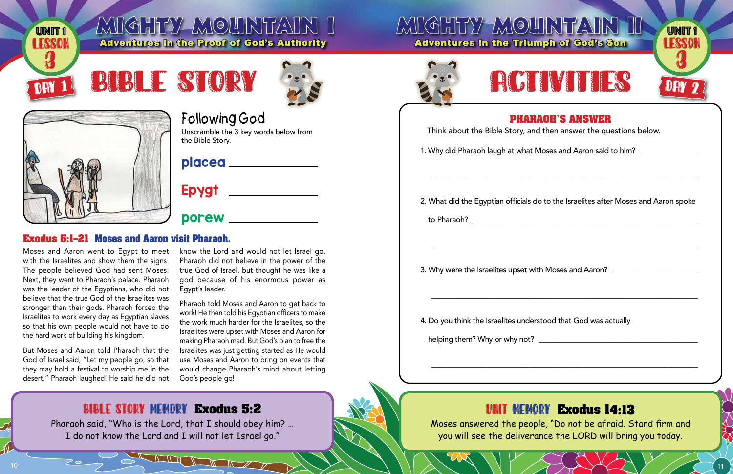# MIGHTY MOUNTAIN I

**Adventures in the Proof of God's Authority**

UNIT 1 LESSON 3 DAY 1

## BIBLE STORY

### Following God

Unscramble the 3 key words below from the Bible Story.

**placea** ____________

**Epygt** ____________

**porew** ____________

### Exodus 5:1–21 Moses and Aaron visit Pharaoh.

Moses and Aaron went to Egypt to meet with the Israelites and show them the signs. The people believed God had sent Moses! Next, they went to Pharaoh's palace. Pharaoh was the leader of the Egyptians, who did not believe that the true God of the Israelites was stronger than their gods. Pharaoh forced the Israelites to work every day as Egyptian slaves so that his own people would not have to do the hard work of building his kingdom.

But Moses and Aaron told Pharaoh that the God of Israel said, "Let my people go, so that they may hold a festival to worship me in the desert." Pharaoh laughed! He said he did not know the Lord and would not let Israel go. Pharaoh did not believe in the power of the true God of Israel, but thought he was like a god because of his enormous power as Egypt's leader.

Pharaoh told Moses and Aaron to get back to work! He then told his Egyptian officers to make the work much harder for the Israelites, so the Israelites were upset with Moses and Aaron for making Pharaoh mad. But God's plan to free the Israelites was just getting started as He would use Moses and Aaron to bring on events that would change Pharaoh's mind about letting God's people go!

**BIBLE STORY MEMORY Exodus 5:2**

Pharaoh said, "Who is the Lord, that I should obey him? … I do not know the Lord and I will not let Israel go."

# MIGHTY MOUNTAIN II

**Adventures in the Triumph of God's Son**

UNIT 1 LESSON 3 DAY 2

## ACTIVITIES

### PHARAOH'S ANSWER

Think about the Bible Story, and then answer the questions below.

1. Why did Pharaoh laugh at what Moses and Aaron said to him? ____________

____________

2. What did the Egyptian officials do to the Israelites after Moses and Aaron spoke to Pharaoh? ____________

____________

3. Why were the Israelites upset with Moses and Aaron? ____________

____________

4. Do you think the Israelites understood that God was actually helping them? Why or why not? ____________

____________

**UNIT MEMORY Exodus 14:13**

Moses answered the people, "Do not be afraid. Stand firm and you will see the deliverance the LORD will bring you today.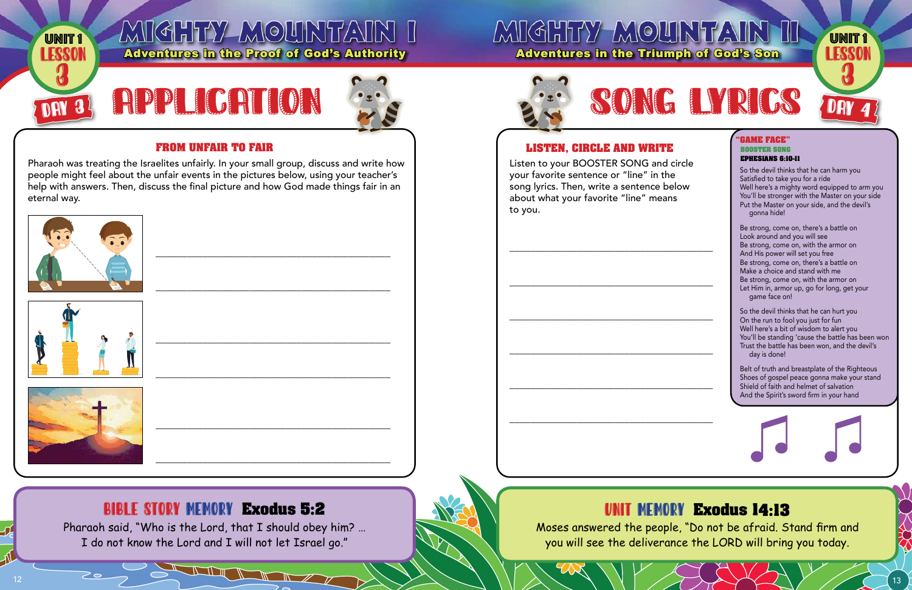# MIGHTY MOUNTAIN I

**Adventures in the Proof of God's Authority**

UNIT 1 LESSON 3 — DAY 3

## APPLICATION

### FROM UNFAIR TO FAIR

Pharaoh was treating the Israelites unfairly. In your small group, discuss and write how people might feel about the unfair events in the pictures below, using your teacher's help with answers. Then, discuss the final picture and how God made things fair in an eternal way.

______________________________________________

______________________________________________

______________________________________________

______________________________________________

______________________________________________

______________________________________________

### BIBLE STORY MEMORY Exodus 5:2

Pharaoh said, "Who is the Lord, that I should obey him? … I do not know the Lord and I will not let Israel go."

# MIGHTY MOUNTAIN II

**Adventures in the Triumph of God's Son**

UNIT 1 LESSON 3 — DAY 4

## SONG LYRICS

### LISTEN, CIRCLE AND WRITE

Listen to your BOOSTER SONG and circle your favorite sentence or "line" in the song lyrics. Then, write a sentence below about what your favorite "line" means to you.

______________________________________________

______________________________________________

______________________________________________

______________________________________________

______________________________________________

______________________________________________

### "GAME FACE"

**BOOSTER SONG**

**EPHESIANS 6:10-11**

So the devil thinks that he can harm you
Satisfied to take you for a ride
Well here's a mighty word equipped to arm you
You'll be stronger with the Master on your side
Put the Master on your side, and the devil's gonna hide!

Be strong, come on, there's a battle on
Look around and you will see
Be strong, come on, with the armor on
And His power will set you free
Be strong, come on, there's a battle on
Make a choice and stand with me
Be strong, come on, with the armor on
Let Him in, armor up, go for long, get your game face on!

So the devil thinks that he can hurt you
On the run to fool you just for fun
Well here's a bit of wisdom to alert you
You'll be standing 'cause the battle has been won
Trust the battle has been won, and the devil's day is done!

Belt of truth and breastplate of the Righteous
Shoes of gospel peace gonna make your stand
Shield of faith and helmet of salvation
And the Spirit's sword firm in your hand

### UNIT MEMORY Exodus 14:13

Moses answered the people, "Do not be afraid. Stand firm and you will see the deliverance the LORD will bring you today.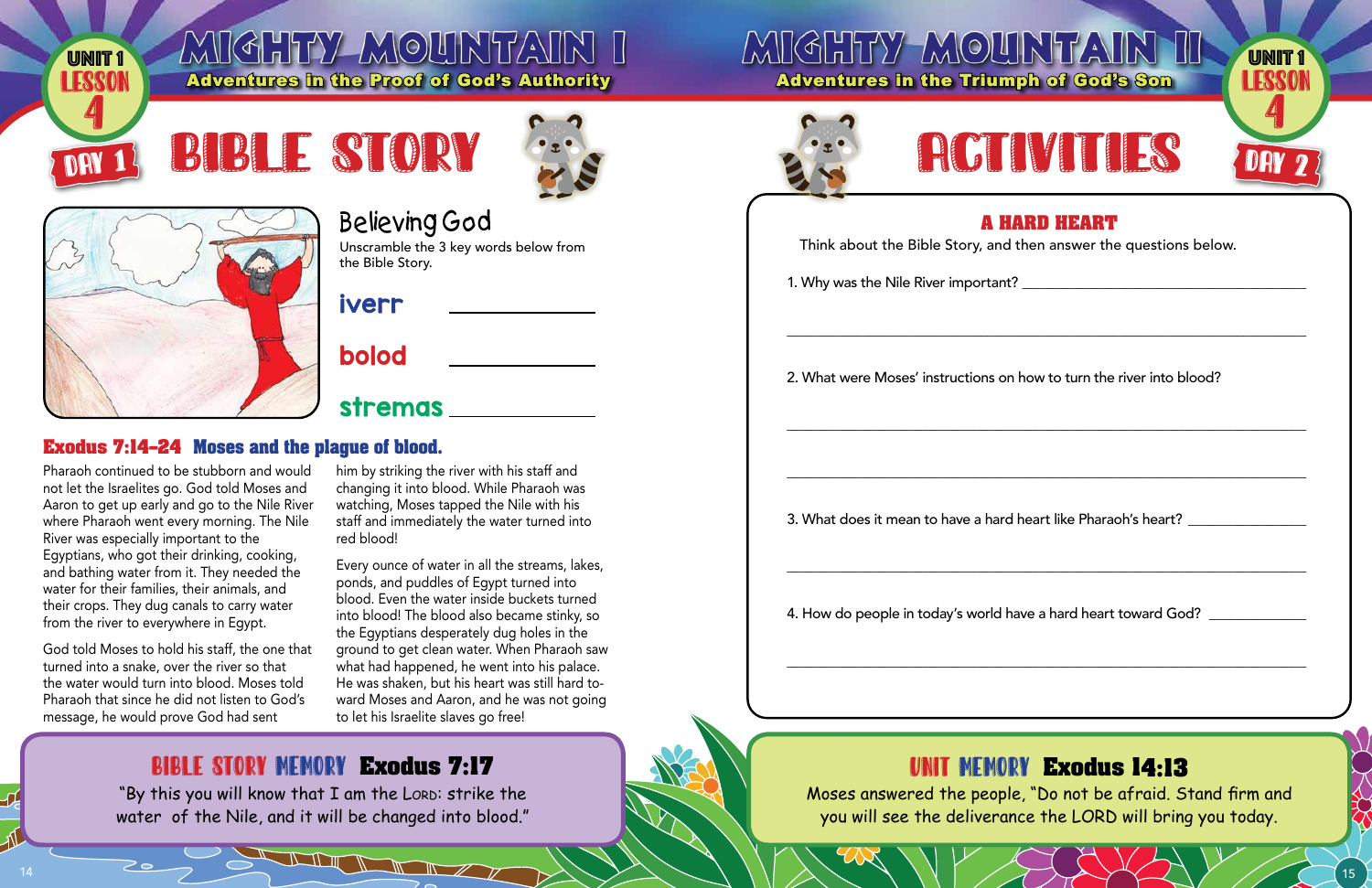# MIGHTY MOUNTAIN I

**Adventures in the Proof of God's Authority**

UNIT 1 LESSON 4 — DAY 1

## BIBLE STORY

### Believing God

Unscramble the 3 key words below from the Bible Story.

iverr ____________

bolod ____________

stremas ____________

### Exodus 7:14–24 Moses and the plague of blood.

Pharaoh continued to be stubborn and would not let the Israelites go. God told Moses and Aaron to get up early and go to the Nile River where Pharaoh went every morning. The Nile River was especially important to the Egyptians, who got their drinking, cooking, and bathing water from it. They needed the water for their families, their animals, and their crops. They dug canals to carry water from the river to everywhere in Egypt.

God told Moses to hold his staff, the one that turned into a snake, over the river so that the water would turn into blood. Moses told Pharaoh that since he did not listen to God's message, he would prove God had sent him by striking the river with his staff and changing it into blood. While Pharaoh was watching, Moses tapped the Nile with his staff and immediately the water turned into red blood!

Every ounce of water in all the streams, lakes, ponds, and puddles of Egypt turned into blood. Even the water inside buckets turned into blood! The blood also became stinky, so the Egyptians desperately dug holes in the ground to get clean water. When Pharaoh saw what had happened, he went into his palace. He was shaken, but his heart was still hard toward Moses and Aaron, and he was not going to let his Israelite slaves go free!

**BIBLE STORY MEMORY Exodus 7:17**

"By this you will know that I am the LORD: strike the water of the Nile, and it will be changed into blood."

# MIGHTY MOUNTAIN II

**Adventures in the Triumph of God's Son**

UNIT 1 LESSON 4 — DAY 2

## ACTIVITIES

### A HARD HEART

Think about the Bible Story, and then answer the questions below.

1. Why was the Nile River important? ____________________

____________________

2. What were Moses' instructions on how to turn the river into blood?

____________________

____________________

3. What does it mean to have a hard heart like Pharaoh's heart? ____________________

____________________

4. How do people in today's world have a hard heart toward God? ____________________

____________________

**UNIT MEMORY Exodus 14:13**

Moses answered the people, "Do not be afraid. Stand firm and you will see the deliverance the LORD will bring you today.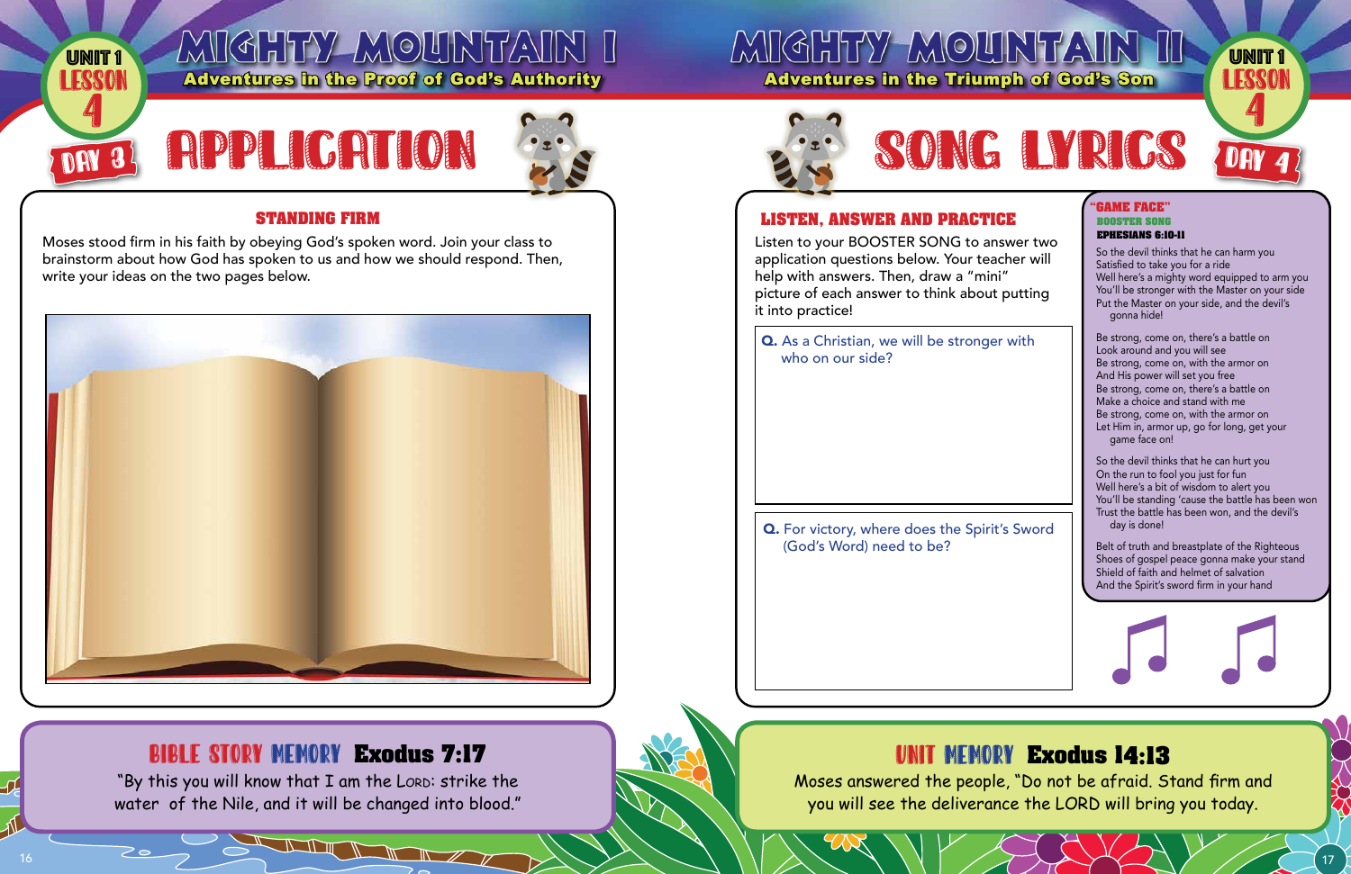# MIGHTY MOUNTAIN I

## Adventures in the Proof of God's Authority

UNIT 1 LESSON 4

DAY 3

# APPLICATION

### STANDING FIRM

Moses stood firm in his faith by obeying God's spoken word. Join your class to brainstorm about how God has spoken to us and how we should respond. Then, write your ideas on the two pages below.

### BIBLE STORY MEMORY Exodus 7:17

"By this you will know that I am the LORD: strike the water of the Nile, and it will be changed into blood."

# MIGHTY MOUNTAIN II

## Adventures in the Triumph of God's Son

UNIT 1 LESSON 4

DAY 4

# SONG LYRICS

### LISTEN, ANSWER AND PRACTICE

Listen to your BOOSTER SONG to answer two application questions below. Your teacher will help with answers. Then, draw a "mini" picture of each answer to think about putting it into practice!

**Q.** As a Christian, we will be stronger with who on our side?

**Q.** For victory, where does the Spirit's Sword (God's Word) need to be?

### "GAME FACE"

**BOOSTER SONG**

**EPHESIANS 6:10-11**

So the devil thinks that he can harm you
Satisfied to take you for a ride
Well here's a mighty word equipped to arm you
You'll be stronger with the Master on your side
Put the Master on your side, and the devil's gonna hide!

Be strong, come on, there's a battle on
Look around and you will see
Be strong, come on, with the armor on
And His power will set you free
Be strong, come on, there's a battle on
Make a choice and stand with me
Be strong, come on, with the armor on
Let Him in, armor up, go for long, get your game face on!

So the devil thinks that he can hurt you
On the run to fool you just for fun
Well here's a bit of wisdom to alert you
You'll be standing 'cause the battle has been won
Trust the battle has been won, and the devil's day is done!

Belt of truth and breastplate of the Righteous
Shoes of gospel peace gonna make your stand
Shield of faith and helmet of salvation
And the Spirit's sword firm in your hand

### UNIT MEMORY Exodus 14:13

Moses answered the people, "Do not be afraid. Stand firm and you will see the deliverance the LORD will bring you today.